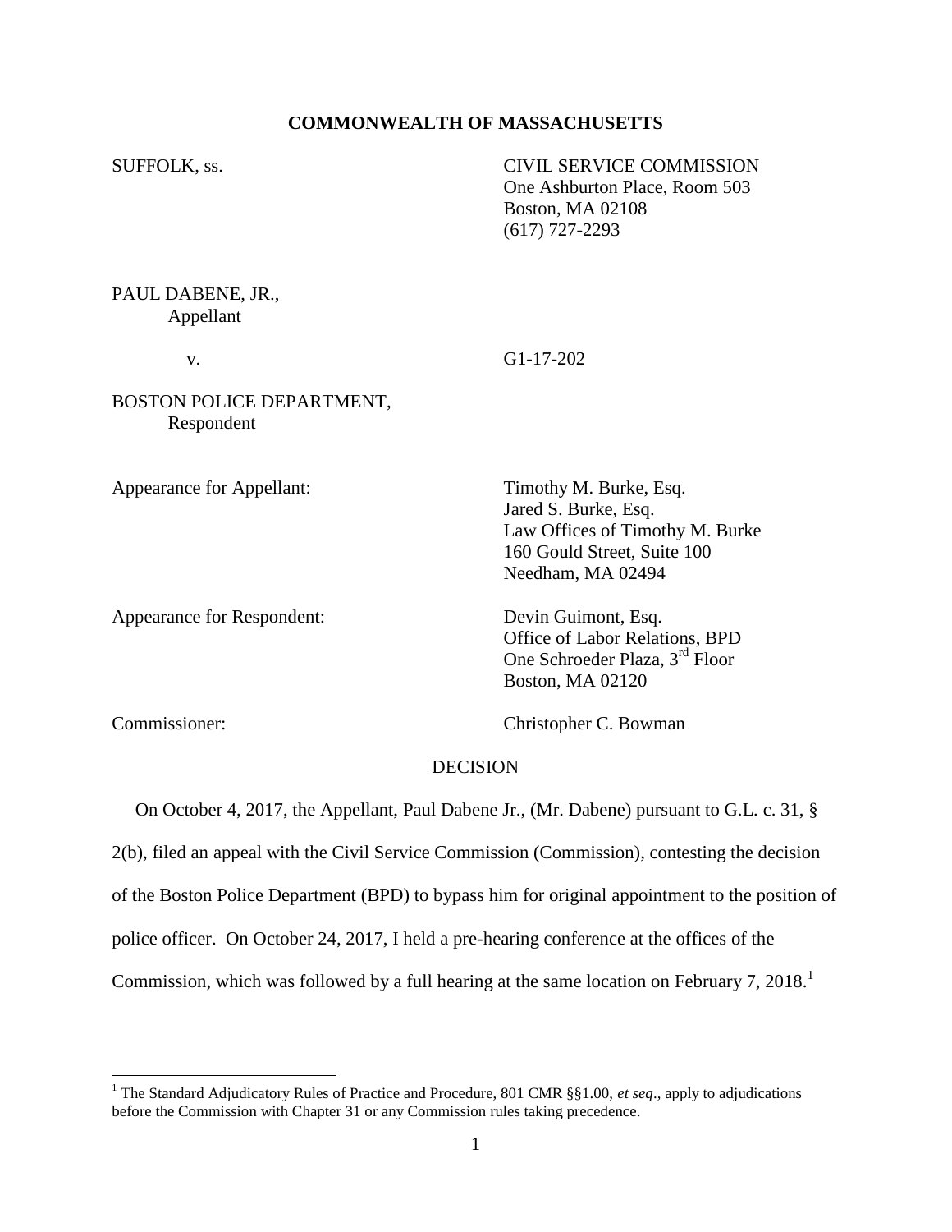**COMMONWEALTH OF MASSACHUSETTS**

SUFFOLK, ss.

CIVIL SERVICE COMMISSION
One Ashburton Place, Room 503
Boston, MA 02108
(617) 727-2293

PAUL DABENE, JR.,
Appellant

v. G1-17-202

BOSTON POLICE DEPARTMENT,
Respondent

Appearance for Appellant: Timothy M. Burke, Esq.
Jared S. Burke, Esq.
Law Offices of Timothy M. Burke
160 Gould Street, Suite 100
Needham, MA 02494

Appearance for Respondent: Devin Guimont, Esq.
Office of Labor Relations, BPD
One Schroeder Plaza, 3rd Floor
Boston, MA 02120

Commissioner: Christopher C. Bowman

DECISION

On October 4, 2017, the Appellant, Paul Dabene Jr., (Mr. Dabene) pursuant to G.L. c. 31, § 2(b), filed an appeal with the Civil Service Commission (Commission), contesting the decision of the Boston Police Department (BPD) to bypass him for original appointment to the position of police officer. On October 24, 2017, I held a pre-hearing conference at the offices of the Commission, which was followed by a full hearing at the same location on February 7, 2018.[1]

[1] The Standard Adjudicatory Rules of Practice and Procedure, 801 CMR §§1.00, *et seq*., apply to adjudications before the Commission with Chapter 31 or any Commission rules taking precedence.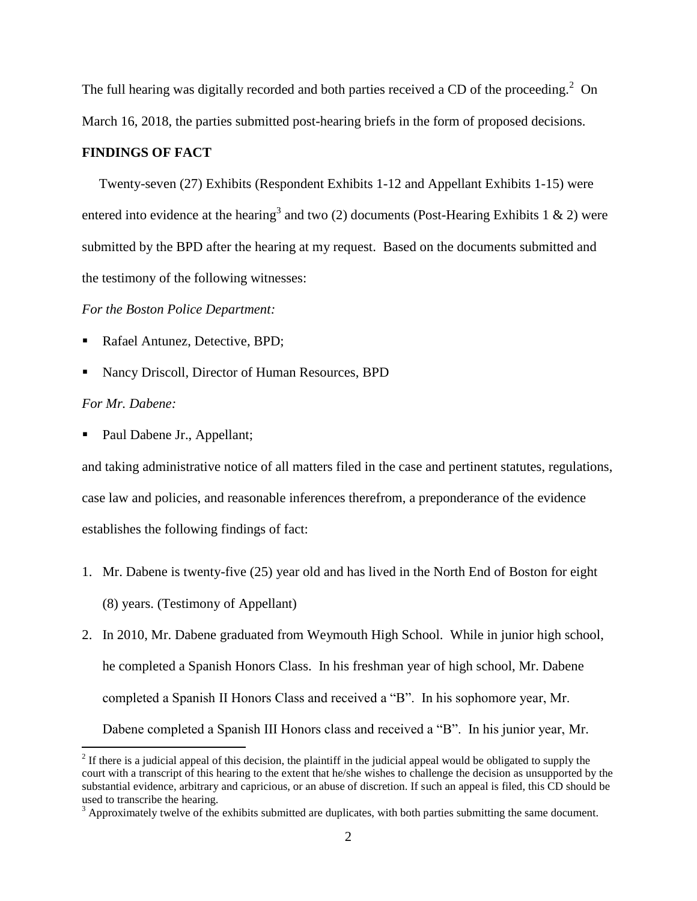The full hearing was digitally recorded and both parties received a CD of the proceeding.[2] On March 16, 2018, the parties submitted post-hearing briefs in the form of proposed decisions.

**FINDINGS OF FACT**

Twenty-seven (27) Exhibits (Respondent Exhibits 1-12 and Appellant Exhibits 1-15) were entered into evidence at the hearing[3] and two (2) documents (Post-Hearing Exhibits 1 & 2) were submitted by the BPD after the hearing at my request. Based on the documents submitted and the testimony of the following witnesses:

*For the Boston Police Department:*

- Rafael Antunez, Detective, BPD;
- Nancy Driscoll, Director of Human Resources, BPD

*For Mr. Dabene:*

- Paul Dabene Jr., Appellant;

and taking administrative notice of all matters filed in the case and pertinent statutes, regulations, case law and policies, and reasonable inferences therefrom, a preponderance of the evidence establishes the following findings of fact:

1. Mr. Dabene is twenty-five (25) year old and has lived in the North End of Boston for eight (8) years. (Testimony of Appellant)
2. In 2010, Mr. Dabene graduated from Weymouth High School. While in junior high school, he completed a Spanish Honors Class. In his freshman year of high school, Mr. Dabene completed a Spanish II Honors Class and received a "B". In his sophomore year, Mr. Dabene completed a Spanish III Honors class and received a "B". In his junior year, Mr.

[2] If there is a judicial appeal of this decision, the plaintiff in the judicial appeal would be obligated to supply the court with a transcript of this hearing to the extent that he/she wishes to challenge the decision as unsupported by the substantial evidence, arbitrary and capricious, or an abuse of discretion. If such an appeal is filed, this CD should be used to transcribe the hearing.

[3] Approximately twelve of the exhibits submitted are duplicates, with both parties submitting the same document.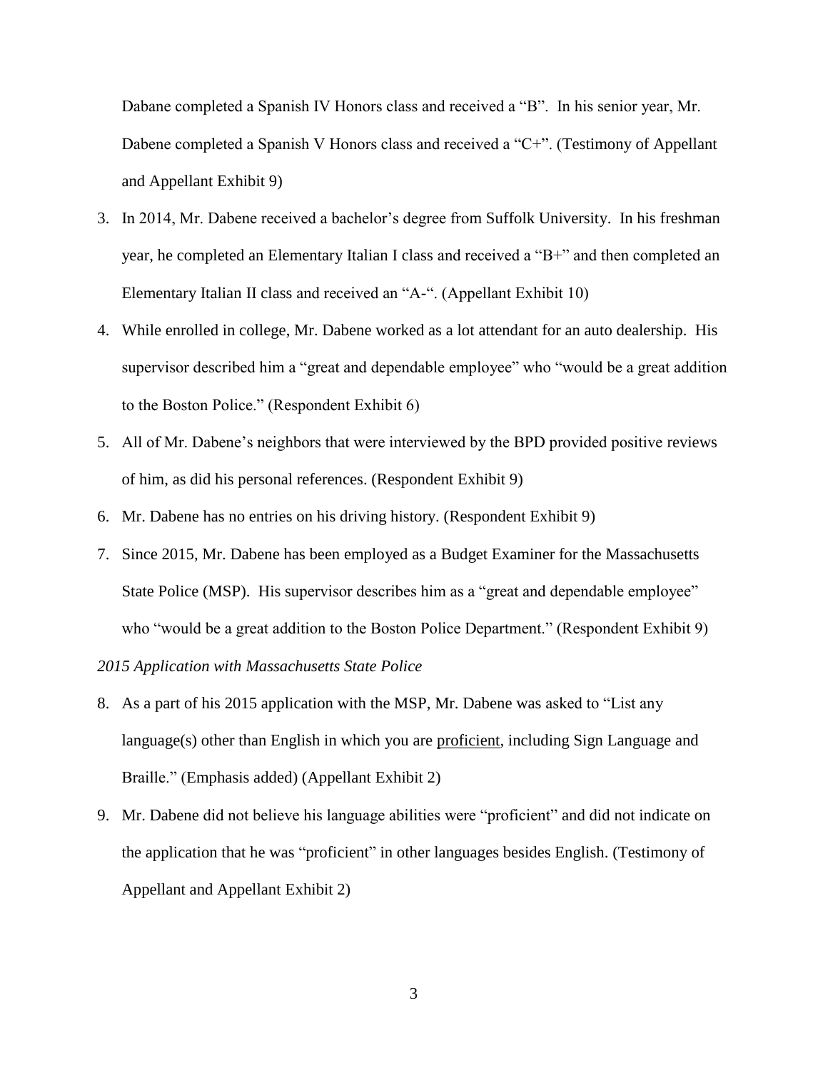Dabane completed a Spanish IV Honors class and received a "B". In his senior year, Mr. Dabene completed a Spanish V Honors class and received a "C+". (Testimony of Appellant and Appellant Exhibit 9)

3. In 2014, Mr. Dabene received a bachelor's degree from Suffolk University. In his freshman year, he completed an Elementary Italian I class and received a "B+" and then completed an Elementary Italian II class and received an "A-". (Appellant Exhibit 10)
4. While enrolled in college, Mr. Dabene worked as a lot attendant for an auto dealership. His supervisor described him a "great and dependable employee" who "would be a great addition to the Boston Police." (Respondent Exhibit 6)
5. All of Mr. Dabene's neighbors that were interviewed by the BPD provided positive reviews of him, as did his personal references. (Respondent Exhibit 9)
6. Mr. Dabene has no entries on his driving history. (Respondent Exhibit 9)
7. Since 2015, Mr. Dabene has been employed as a Budget Examiner for the Massachusetts State Police (MSP). His supervisor describes him as a "great and dependable employee" who "would be a great addition to the Boston Police Department." (Respondent Exhibit 9)

*2015 Application with Massachusetts State Police*

8. As a part of his 2015 application with the MSP, Mr. Dabene was asked to "List any language(s) other than English in which you are <u>proficient</u>, including Sign Language and Braille." (Emphasis added) (Appellant Exhibit 2)
9. Mr. Dabene did not believe his language abilities were "proficient" and did not indicate on the application that he was "proficient" in other languages besides English. (Testimony of Appellant and Appellant Exhibit 2)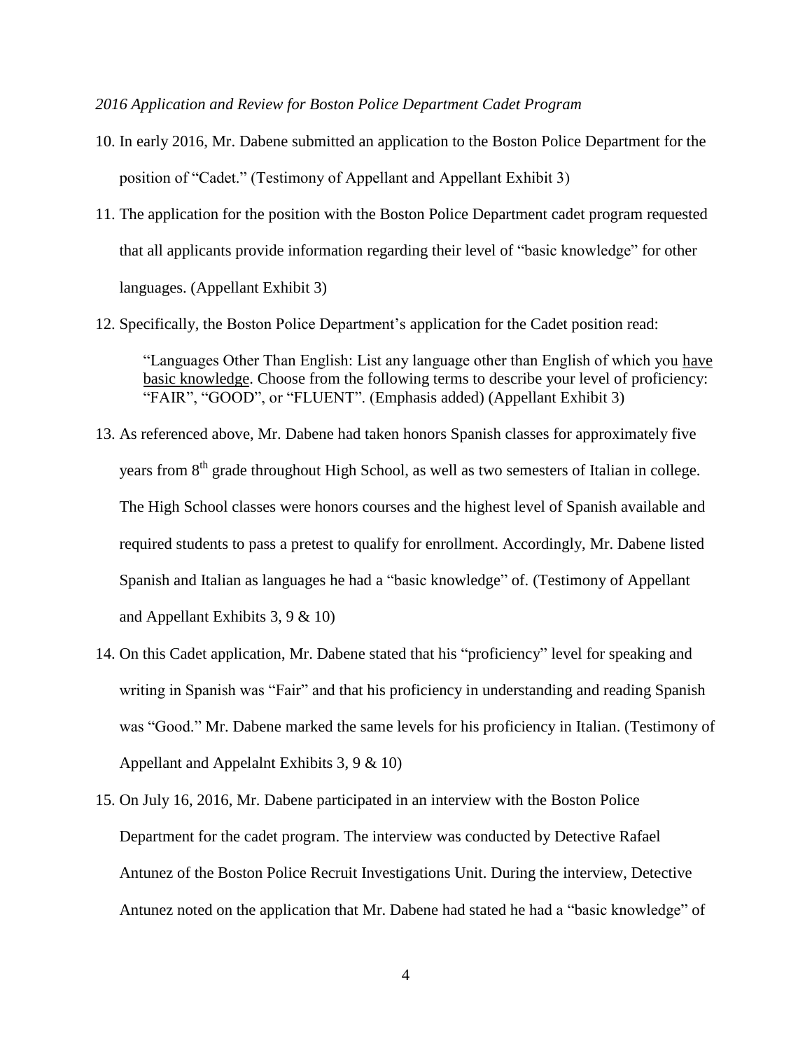*2016 Application and Review for Boston Police Department Cadet Program*

10. In early 2016, Mr. Dabene submitted an application to the Boston Police Department for the position of "Cadet." (Testimony of Appellant and Appellant Exhibit 3)

11. The application for the position with the Boston Police Department cadet program requested that all applicants provide information regarding their level of "basic knowledge" for other languages. (Appellant Exhibit 3)

12. Specifically, the Boston Police Department's application for the Cadet position read:

    "Languages Other Than English: List any language other than English of which you <u>have basic knowledge</u>. Choose from the following terms to describe your level of proficiency: "FAIR", "GOOD", or "FLUENT". (Emphasis added) (Appellant Exhibit 3)

13. As referenced above, Mr. Dabene had taken honors Spanish classes for approximately five years from 8th grade throughout High School, as well as two semesters of Italian in college. The High School classes were honors courses and the highest level of Spanish available and required students to pass a pretest to qualify for enrollment. Accordingly, Mr. Dabene listed Spanish and Italian as languages he had a "basic knowledge" of. (Testimony of Appellant and Appellant Exhibits 3, 9 & 10)

14. On this Cadet application, Mr. Dabene stated that his "proficiency" level for speaking and writing in Spanish was "Fair" and that his proficiency in understanding and reading Spanish was "Good." Mr. Dabene marked the same levels for his proficiency in Italian. (Testimony of Appellant and Appelalnt Exhibits 3, 9 & 10)

15. On July 16, 2016, Mr. Dabene participated in an interview with the Boston Police Department for the cadet program. The interview was conducted by Detective Rafael Antunez of the Boston Police Recruit Investigations Unit. During the interview, Detective Antunez noted on the application that Mr. Dabene had stated he had a "basic knowledge" of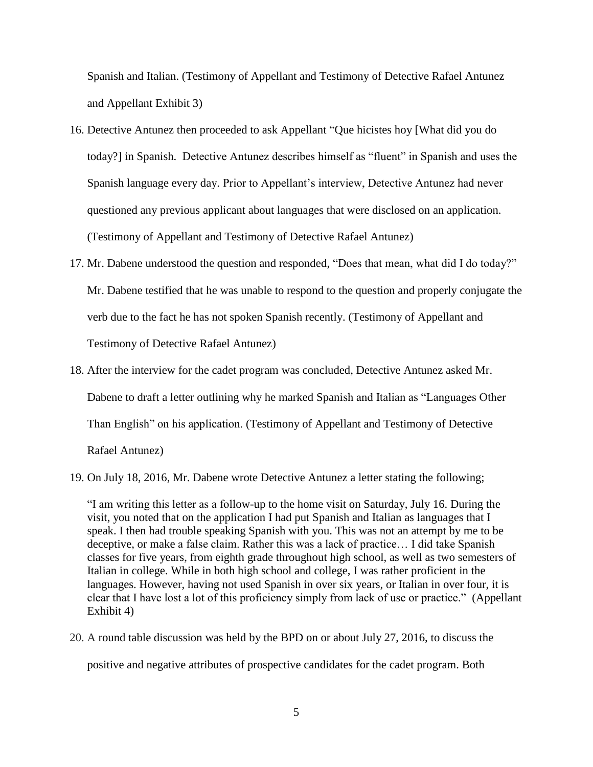Spanish and Italian. (Testimony of Appellant and Testimony of Detective Rafael Antunez and Appellant Exhibit 3)

16. Detective Antunez then proceeded to ask Appellant "Que hicistes hoy [What did you do today?] in Spanish. Detective Antunez describes himself as "fluent" in Spanish and uses the Spanish language every day. Prior to Appellant's interview, Detective Antunez had never questioned any previous applicant about languages that were disclosed on an application. (Testimony of Appellant and Testimony of Detective Rafael Antunez)

17. Mr. Dabene understood the question and responded, "Does that mean, what did I do today?" Mr. Dabene testified that he was unable to respond to the question and properly conjugate the verb due to the fact he has not spoken Spanish recently. (Testimony of Appellant and Testimony of Detective Rafael Antunez)

18. After the interview for the cadet program was concluded, Detective Antunez asked Mr. Dabene to draft a letter outlining why he marked Spanish and Italian as "Languages Other Than English" on his application. (Testimony of Appellant and Testimony of Detective Rafael Antunez)

19. On July 18, 2016, Mr. Dabene wrote Detective Antunez a letter stating the following;

    "I am writing this letter as a follow-up to the home visit on Saturday, July 16. During the visit, you noted that on the application I had put Spanish and Italian as languages that I speak. I then had trouble speaking Spanish with you. This was not an attempt by me to be deceptive, or make a false claim. Rather this was a lack of practice… I did take Spanish classes for five years, from eighth grade throughout high school, as well as two semesters of Italian in college. While in both high school and college, I was rather proficient in the languages. However, having not used Spanish in over six years, or Italian in over four, it is clear that I have lost a lot of this proficiency simply from lack of use or practice." (Appellant Exhibit 4)

20. A round table discussion was held by the BPD on or about July 27, 2016, to discuss the positive and negative attributes of prospective candidates for the cadet program. Both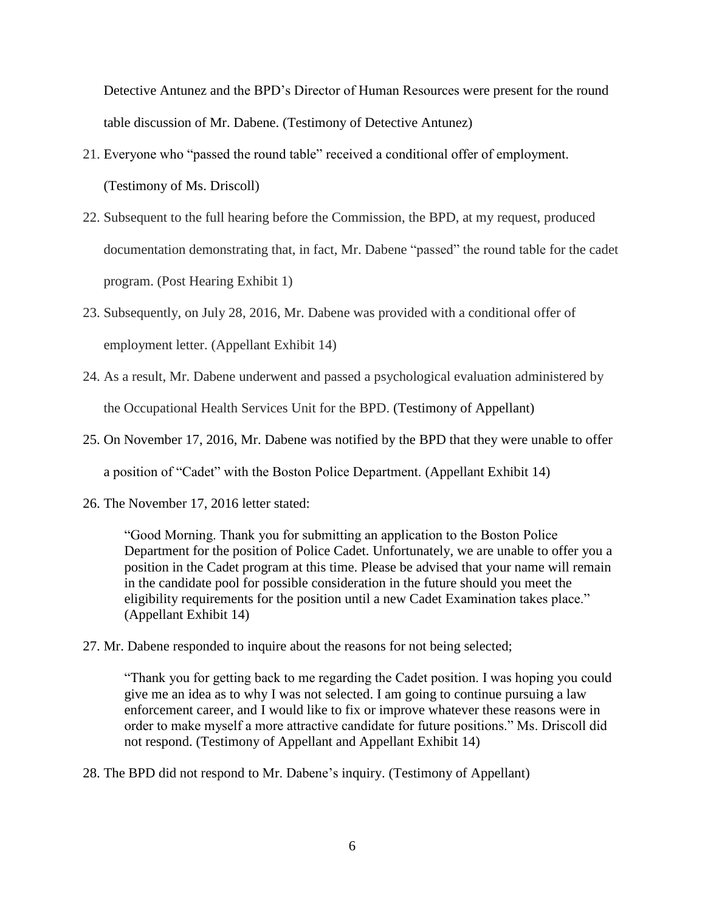Detective Antunez and the BPD's Director of Human Resources were present for the round table discussion of Mr. Dabene. (Testimony of Detective Antunez)

21. Everyone who "passed the round table" received a conditional offer of employment. (Testimony of Ms. Driscoll)

22. Subsequent to the full hearing before the Commission, the BPD, at my request, produced documentation demonstrating that, in fact, Mr. Dabene "passed" the round table for the cadet program. (Post Hearing Exhibit 1)

23. Subsequently, on July 28, 2016, Mr. Dabene was provided with a conditional offer of employment letter. (Appellant Exhibit 14)

24. As a result, Mr. Dabene underwent and passed a psychological evaluation administered by the Occupational Health Services Unit for the BPD. (Testimony of Appellant)

25. On November 17, 2016, Mr. Dabene was notified by the BPD that they were unable to offer a position of "Cadet" with the Boston Police Department. (Appellant Exhibit 14)

26. The November 17, 2016 letter stated:

    "Good Morning. Thank you for submitting an application to the Boston Police Department for the position of Police Cadet. Unfortunately, we are unable to offer you a position in the Cadet program at this time. Please be advised that your name will remain in the candidate pool for possible consideration in the future should you meet the eligibility requirements for the position until a new Cadet Examination takes place." (Appellant Exhibit 14)

27. Mr. Dabene responded to inquire about the reasons for not being selected;

    "Thank you for getting back to me regarding the Cadet position. I was hoping you could give me an idea as to why I was not selected. I am going to continue pursuing a law enforcement career, and I would like to fix or improve whatever these reasons were in order to make myself a more attractive candidate for future positions." Ms. Driscoll did not respond. (Testimony of Appellant and Appellant Exhibit 14)

28. The BPD did not respond to Mr. Dabene's inquiry. (Testimony of Appellant)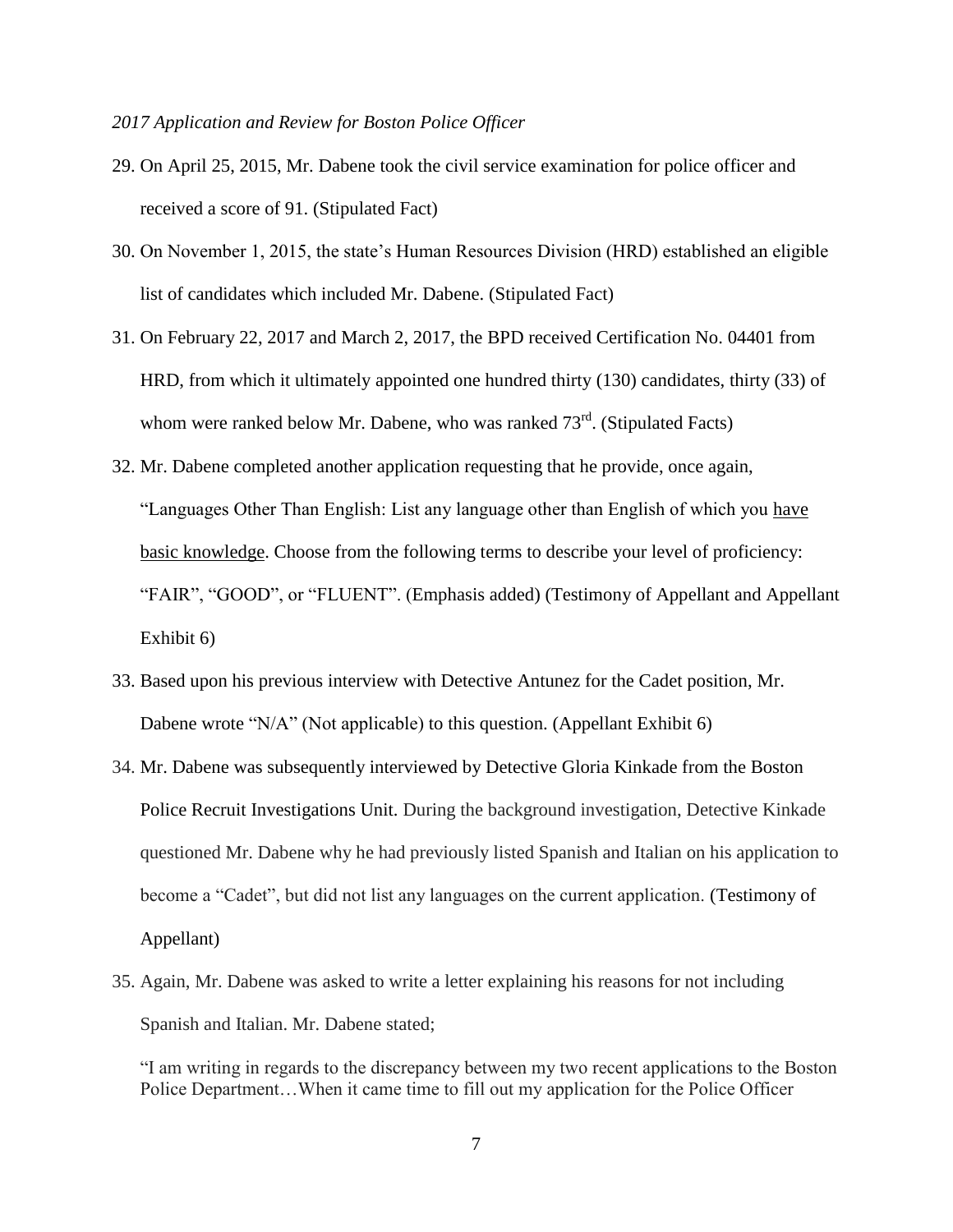*2017 Application and Review for Boston Police Officer*

29. On April 25, 2015, Mr. Dabene took the civil service examination for police officer and received a score of 91. (Stipulated Fact)

30. On November 1, 2015, the state's Human Resources Division (HRD) established an eligible list of candidates which included Mr. Dabene. (Stipulated Fact)

31. On February 22, 2017 and March 2, 2017, the BPD received Certification No. 04401 from HRD, from which it ultimately appointed one hundred thirty (130) candidates, thirty (33) of whom were ranked below Mr. Dabene, who was ranked 73rd. (Stipulated Facts)

32. Mr. Dabene completed another application requesting that he provide, once again, "Languages Other Than English: List any language other than English of which you <u>have basic knowledge</u>. Choose from the following terms to describe your level of proficiency: "FAIR", "GOOD", or "FLUENT". (Emphasis added) (Testimony of Appellant and Appellant Exhibit 6)

33. Based upon his previous interview with Detective Antunez for the Cadet position, Mr. Dabene wrote "N/A" (Not applicable) to this question. (Appellant Exhibit 6)

34. Mr. Dabene was subsequently interviewed by Detective Gloria Kinkade from the Boston Police Recruit Investigations Unit. During the background investigation, Detective Kinkade questioned Mr. Dabene why he had previously listed Spanish and Italian on his application to become a "Cadet", but did not list any languages on the current application. (Testimony of Appellant)

35. Again, Mr. Dabene was asked to write a letter explaining his reasons for not including Spanish and Italian. Mr. Dabene stated;

    "I am writing in regards to the discrepancy between my two recent applications to the Boston Police Department…When it came time to fill out my application for the Police Officer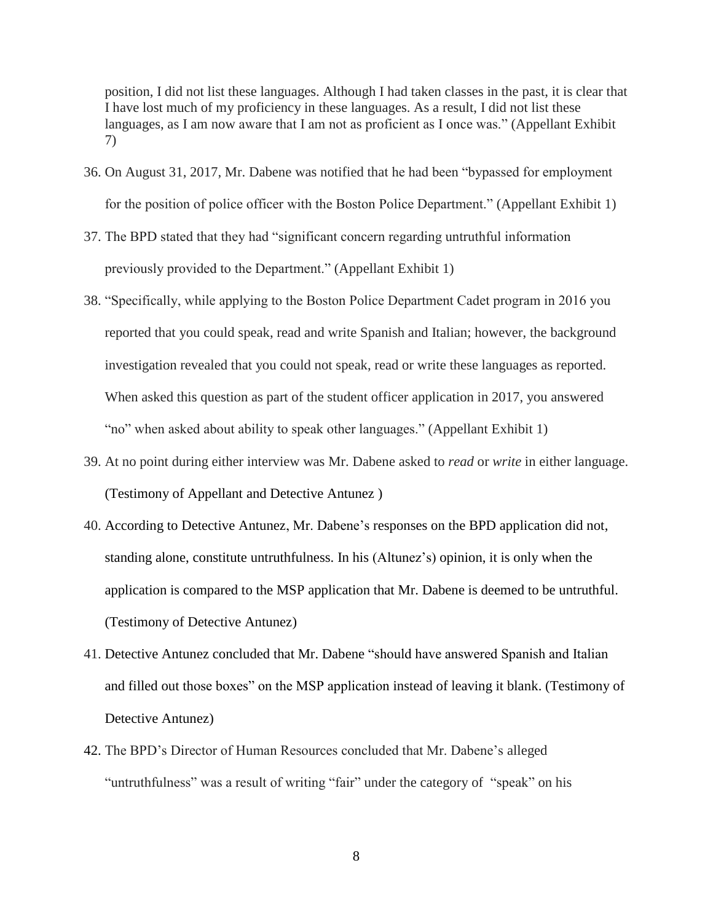position, I did not list these languages. Although I had taken classes in the past, it is clear that I have lost much of my proficiency in these languages. As a result, I did not list these languages, as I am now aware that I am not as proficient as I once was." (Appellant Exhibit 7)

36. On August 31, 2017, Mr. Dabene was notified that he had been "bypassed for employment for the position of police officer with the Boston Police Department." (Appellant Exhibit 1)

37. The BPD stated that they had "significant concern regarding untruthful information previously provided to the Department." (Appellant Exhibit 1)

38. "Specifically, while applying to the Boston Police Department Cadet program in 2016 you reported that you could speak, read and write Spanish and Italian; however, the background investigation revealed that you could not speak, read or write these languages as reported. When asked this question as part of the student officer application in 2017, you answered "no" when asked about ability to speak other languages." (Appellant Exhibit 1)

39. At no point during either interview was Mr. Dabene asked to *read* or *write* in either language. (Testimony of Appellant and Detective Antunez )

40. According to Detective Antunez, Mr. Dabene's responses on the BPD application did not, standing alone, constitute untruthfulness. In his (Altunez's) opinion, it is only when the application is compared to the MSP application that Mr. Dabene is deemed to be untruthful. (Testimony of Detective Antunez)

41. Detective Antunez concluded that Mr. Dabene "should have answered Spanish and Italian and filled out those boxes" on the MSP application instead of leaving it blank. (Testimony of Detective Antunez)

42. The BPD's Director of Human Resources concluded that Mr. Dabene's alleged "untruthfulness" was a result of writing "fair" under the category of "speak" on his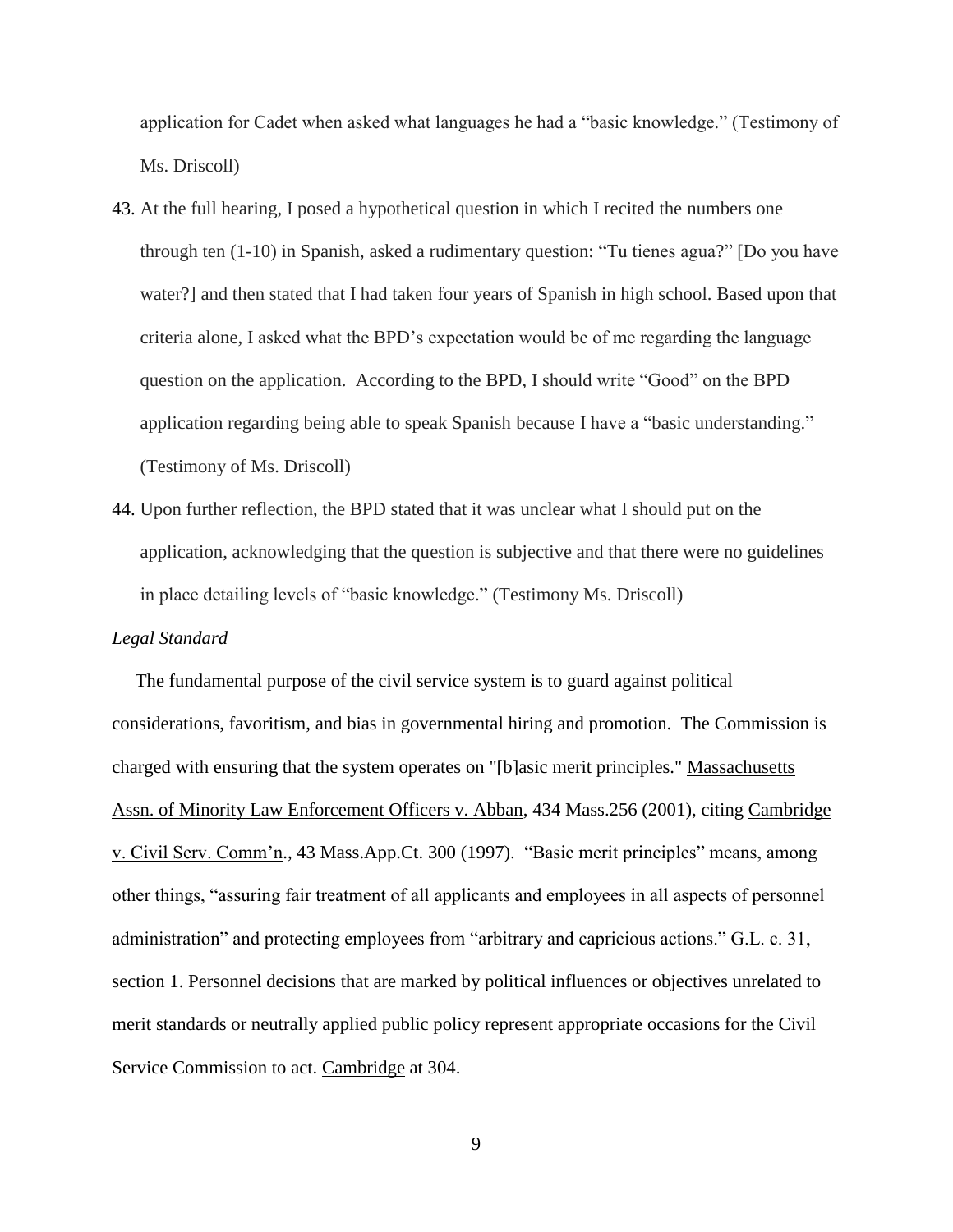application for Cadet when asked what languages he had a "basic knowledge." (Testimony of Ms. Driscoll)

43. At the full hearing, I posed a hypothetical question in which I recited the numbers one through ten (1-10) in Spanish, asked a rudimentary question: "Tu tienes agua?" [Do you have water?] and then stated that I had taken four years of Spanish in high school. Based upon that criteria alone, I asked what the BPD's expectation would be of me regarding the language question on the application. According to the BPD, I should write "Good" on the BPD application regarding being able to speak Spanish because I have a "basic understanding." (Testimony of Ms. Driscoll)

44. Upon further reflection, the BPD stated that it was unclear what I should put on the application, acknowledging that the question is subjective and that there were no guidelines in place detailing levels of "basic knowledge." (Testimony Ms. Driscoll)

*Legal Standard*

The fundamental purpose of the civil service system is to guard against political considerations, favoritism, and bias in governmental hiring and promotion. The Commission is charged with ensuring that the system operates on "[b]asic merit principles." Massachusetts Assn. of Minority Law Enforcement Officers v. Abban, 434 Mass.256 (2001), citing Cambridge v. Civil Serv. Comm'n., 43 Mass.App.Ct. 300 (1997). "Basic merit principles" means, among other things, "assuring fair treatment of all applicants and employees in all aspects of personnel administration" and protecting employees from "arbitrary and capricious actions." G.L. c. 31, section 1. Personnel decisions that are marked by political influences or objectives unrelated to merit standards or neutrally applied public policy represent appropriate occasions for the Civil Service Commission to act. Cambridge at 304.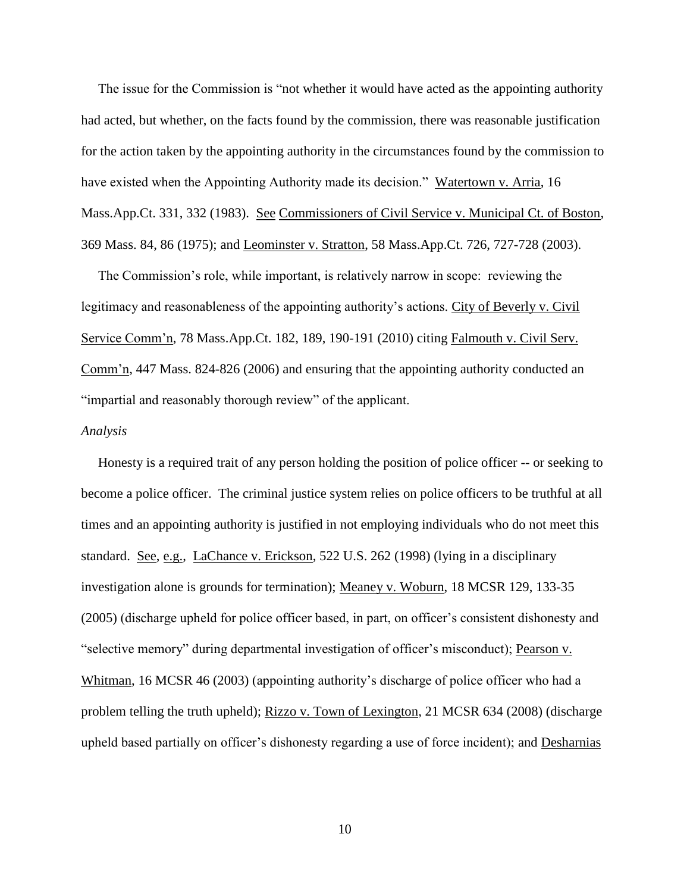The issue for the Commission is "not whether it would have acted as the appointing authority had acted, but whether, on the facts found by the commission, there was reasonable justification for the action taken by the appointing authority in the circumstances found by the commission to have existed when the Appointing Authority made its decision." Watertown v. Arria, 16 Mass.App.Ct. 331, 332 (1983). See Commissioners of Civil Service v. Municipal Ct. of Boston, 369 Mass. 84, 86 (1975); and Leominster v. Stratton, 58 Mass.App.Ct. 726, 727-728 (2003).

The Commission's role, while important, is relatively narrow in scope: reviewing the legitimacy and reasonableness of the appointing authority's actions. City of Beverly v. Civil Service Comm'n, 78 Mass.App.Ct. 182, 189, 190-191 (2010) citing Falmouth v. Civil Serv. Comm'n, 447 Mass. 824-826 (2006) and ensuring that the appointing authority conducted an "impartial and reasonably thorough review" of the applicant.

*Analysis*

Honesty is a required trait of any person holding the position of police officer -- or seeking to become a police officer. The criminal justice system relies on police officers to be truthful at all times and an appointing authority is justified in not employing individuals who do not meet this standard. See, e.g., LaChance v. Erickson, 522 U.S. 262 (1998) (lying in a disciplinary investigation alone is grounds for termination); Meaney v. Woburn, 18 MCSR 129, 133-35 (2005) (discharge upheld for police officer based, in part, on officer's consistent dishonesty and "selective memory" during departmental investigation of officer's misconduct); Pearson v. Whitman, 16 MCSR 46 (2003) (appointing authority's discharge of police officer who had a problem telling the truth upheld); Rizzo v. Town of Lexington, 21 MCSR 634 (2008) (discharge upheld based partially on officer's dishonesty regarding a use of force incident); and Desharnias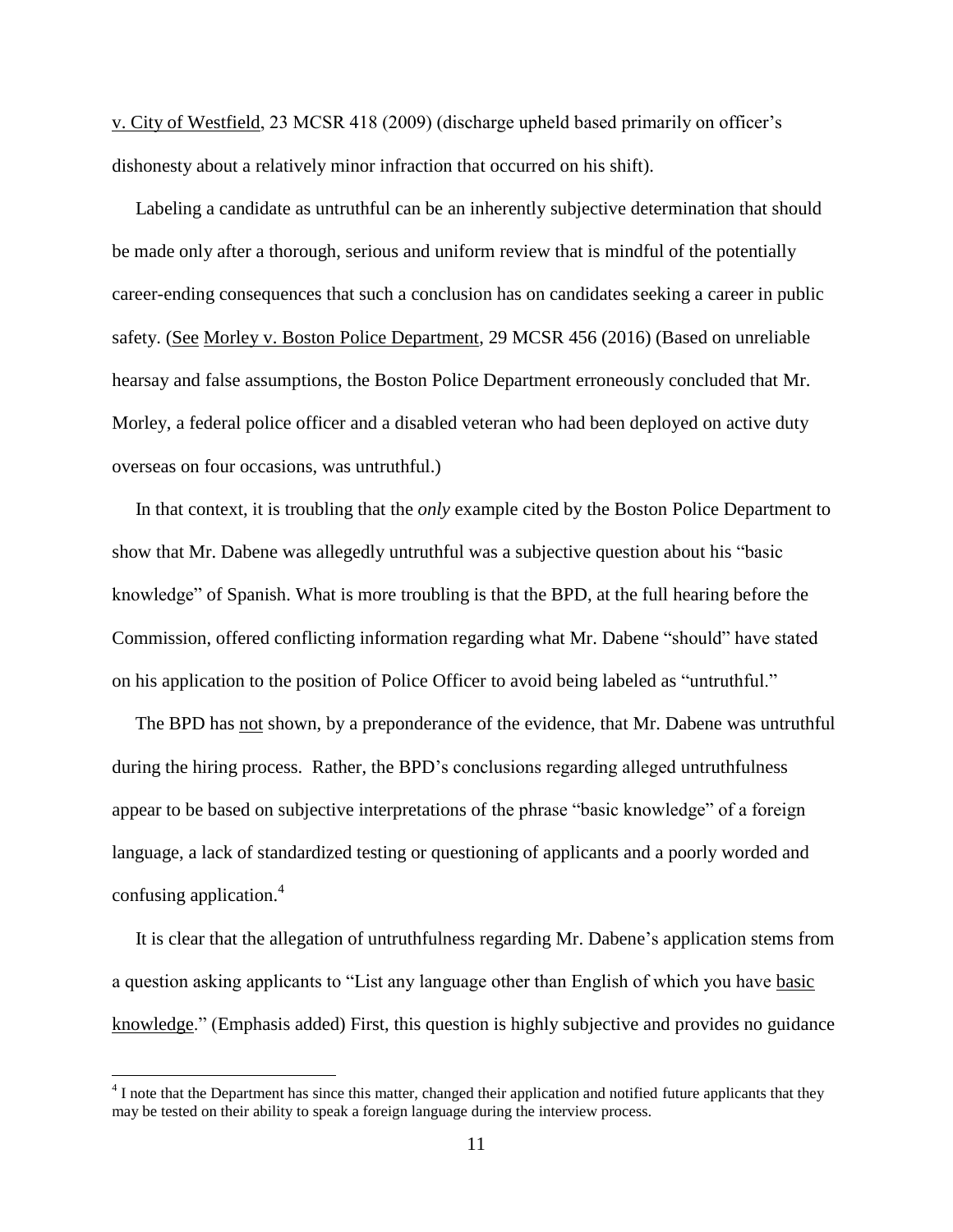v. City of Westfield, 23 MCSR 418 (2009) (discharge upheld based primarily on officer's dishonesty about a relatively minor infraction that occurred on his shift).

Labeling a candidate as untruthful can be an inherently subjective determination that should be made only after a thorough, serious and uniform review that is mindful of the potentially career-ending consequences that such a conclusion has on candidates seeking a career in public safety. (See Morley v. Boston Police Department, 29 MCSR 456 (2016) (Based on unreliable hearsay and false assumptions, the Boston Police Department erroneously concluded that Mr. Morley, a federal police officer and a disabled veteran who had been deployed on active duty overseas on four occasions, was untruthful.)

In that context, it is troubling that the *only* example cited by the Boston Police Department to show that Mr. Dabene was allegedly untruthful was a subjective question about his "basic knowledge" of Spanish. What is more troubling is that the BPD, at the full hearing before the Commission, offered conflicting information regarding what Mr. Dabene "should" have stated on his application to the position of Police Officer to avoid being labeled as "untruthful."

The BPD has not shown, by a preponderance of the evidence, that Mr. Dabene was untruthful during the hiring process. Rather, the BPD's conclusions regarding alleged untruthfulness appear to be based on subjective interpretations of the phrase "basic knowledge" of a foreign language, a lack of standardized testing or questioning of applicants and a poorly worded and confusing application.[4]

It is clear that the allegation of untruthfulness regarding Mr. Dabene's application stems from a question asking applicants to "List any language other than English of which you have basic knowledge." (Emphasis added) First, this question is highly subjective and provides no guidance

[4] I note that the Department has since this matter, changed their application and notified future applicants that they may be tested on their ability to speak a foreign language during the interview process.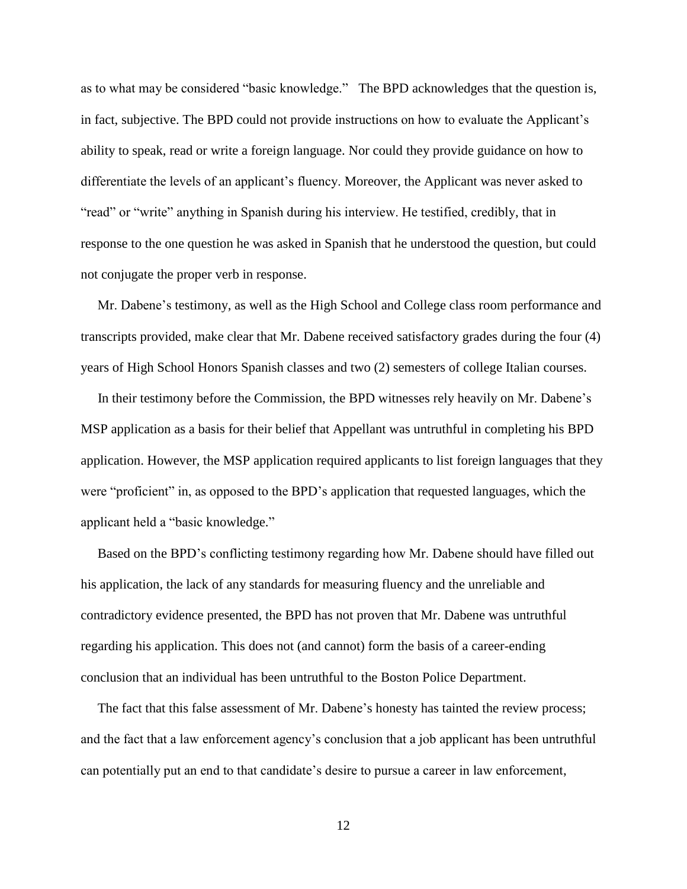as to what may be considered "basic knowledge." The BPD acknowledges that the question is, in fact, subjective. The BPD could not provide instructions on how to evaluate the Applicant's ability to speak, read or write a foreign language. Nor could they provide guidance on how to differentiate the levels of an applicant's fluency. Moreover, the Applicant was never asked to "read" or "write" anything in Spanish during his interview. He testified, credibly, that in response to the one question he was asked in Spanish that he understood the question, but could not conjugate the proper verb in response.

Mr. Dabene's testimony, as well as the High School and College class room performance and transcripts provided, make clear that Mr. Dabene received satisfactory grades during the four (4) years of High School Honors Spanish classes and two (2) semesters of college Italian courses.

In their testimony before the Commission, the BPD witnesses rely heavily on Mr. Dabene's MSP application as a basis for their belief that Appellant was untruthful in completing his BPD application. However, the MSP application required applicants to list foreign languages that they were "proficient" in, as opposed to the BPD's application that requested languages, which the applicant held a "basic knowledge."

Based on the BPD's conflicting testimony regarding how Mr. Dabene should have filled out his application, the lack of any standards for measuring fluency and the unreliable and contradictory evidence presented, the BPD has not proven that Mr. Dabene was untruthful regarding his application. This does not (and cannot) form the basis of a career-ending conclusion that an individual has been untruthful to the Boston Police Department.

The fact that this false assessment of Mr. Dabene's honesty has tainted the review process; and the fact that a law enforcement agency's conclusion that a job applicant has been untruthful can potentially put an end to that candidate's desire to pursue a career in law enforcement,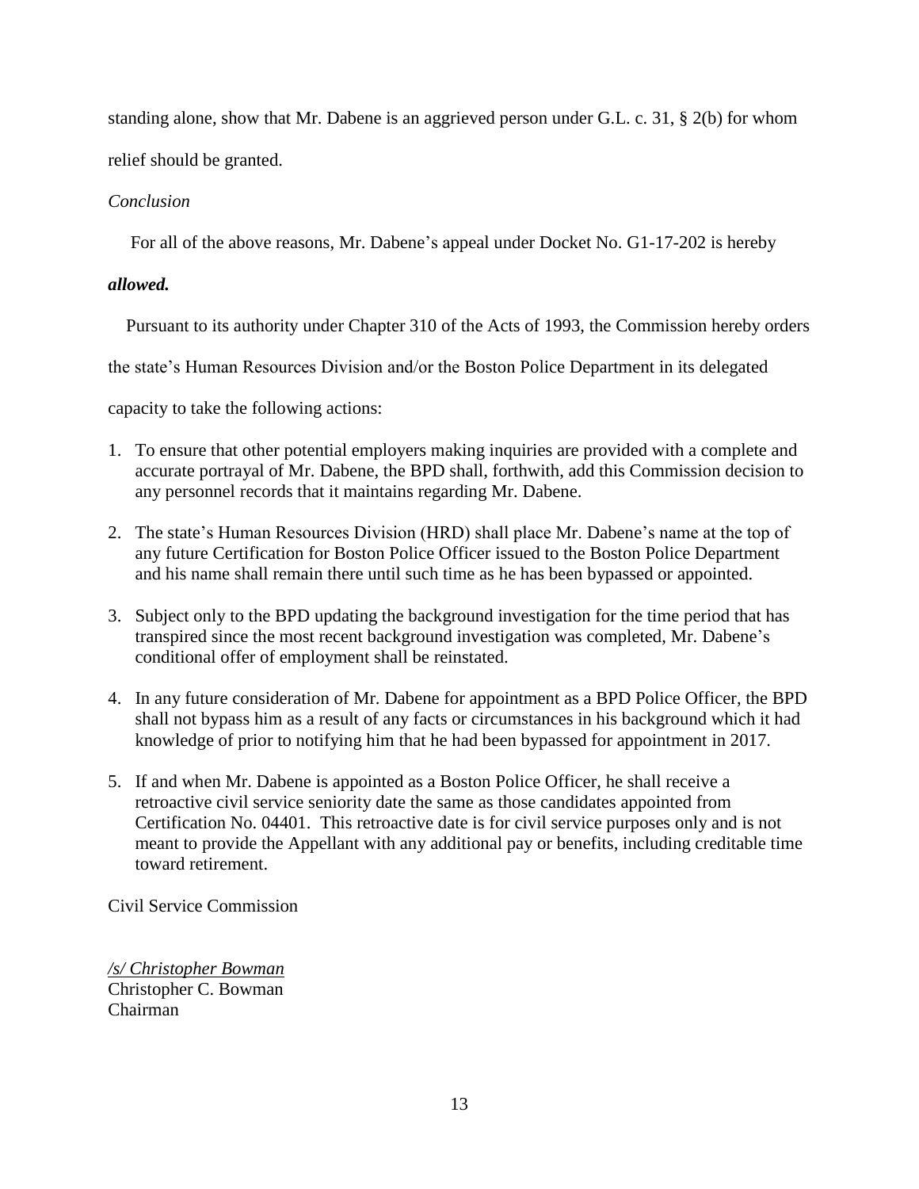standing alone, show that Mr. Dabene is an aggrieved person under G.L. c. 31, § 2(b) for whom relief should be granted.

*Conclusion*

For all of the above reasons, Mr. Dabene's appeal under Docket No. G1-17-202 is hereby ***allowed.***

Pursuant to its authority under Chapter 310 of the Acts of 1993, the Commission hereby orders the state's Human Resources Division and/or the Boston Police Department in its delegated capacity to take the following actions:

1. To ensure that other potential employers making inquiries are provided with a complete and accurate portrayal of Mr. Dabene, the BPD shall, forthwith, add this Commission decision to any personnel records that it maintains regarding Mr. Dabene.
2. The state's Human Resources Division (HRD) shall place Mr. Dabene's name at the top of any future Certification for Boston Police Officer issued to the Boston Police Department and his name shall remain there until such time as he has been bypassed or appointed.
3. Subject only to the BPD updating the background investigation for the time period that has transpired since the most recent background investigation was completed, Mr. Dabene's conditional offer of employment shall be reinstated.
4. In any future consideration of Mr. Dabene for appointment as a BPD Police Officer, the BPD shall not bypass him as a result of any facts or circumstances in his background which it had knowledge of prior to notifying him that he had been bypassed for appointment in 2017.
5. If and when Mr. Dabene is appointed as a Boston Police Officer, he shall receive a retroactive civil service seniority date the same as those candidates appointed from Certification No. 04401. This retroactive date is for civil service purposes only and is not meant to provide the Appellant with any additional pay or benefits, including creditable time toward retirement.

Civil Service Commission

*/s/ Christopher Bowman*
Christopher C. Bowman
Chairman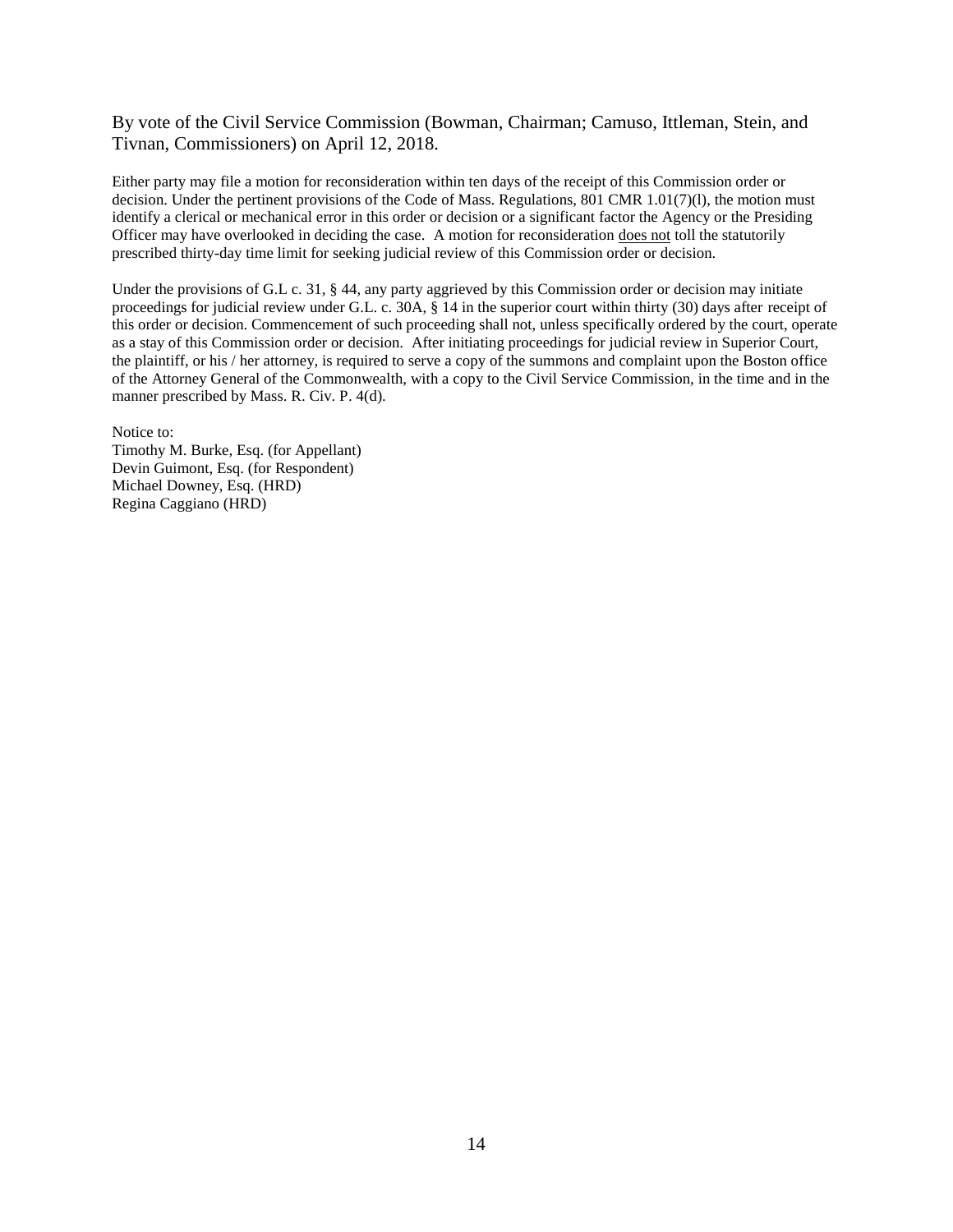By vote of the Civil Service Commission (Bowman, Chairman; Camuso, Ittleman, Stein, and Tivnan, Commissioners) on April 12, 2018.

Either party may file a motion for reconsideration within ten days of the receipt of this Commission order or decision. Under the pertinent provisions of the Code of Mass. Regulations, 801 CMR 1.01(7)(l), the motion must identify a clerical or mechanical error in this order or decision or a significant factor the Agency or the Presiding Officer may have overlooked in deciding the case. A motion for reconsideration does not toll the statutorily prescribed thirty-day time limit for seeking judicial review of this Commission order or decision.

Under the provisions of G.L c. 31, § 44, any party aggrieved by this Commission order or decision may initiate proceedings for judicial review under G.L. c. 30A, § 14 in the superior court within thirty (30) days after receipt of this order or decision. Commencement of such proceeding shall not, unless specifically ordered by the court, operate as a stay of this Commission order or decision. After initiating proceedings for judicial review in Superior Court, the plaintiff, or his / her attorney, is required to serve a copy of the summons and complaint upon the Boston office of the Attorney General of the Commonwealth, with a copy to the Civil Service Commission, in the time and in the manner prescribed by Mass. R. Civ. P. 4(d).

Notice to:
Timothy M. Burke, Esq. (for Appellant)
Devin Guimont, Esq. (for Respondent)
Michael Downey, Esq. (HRD)
Regina Caggiano (HRD)